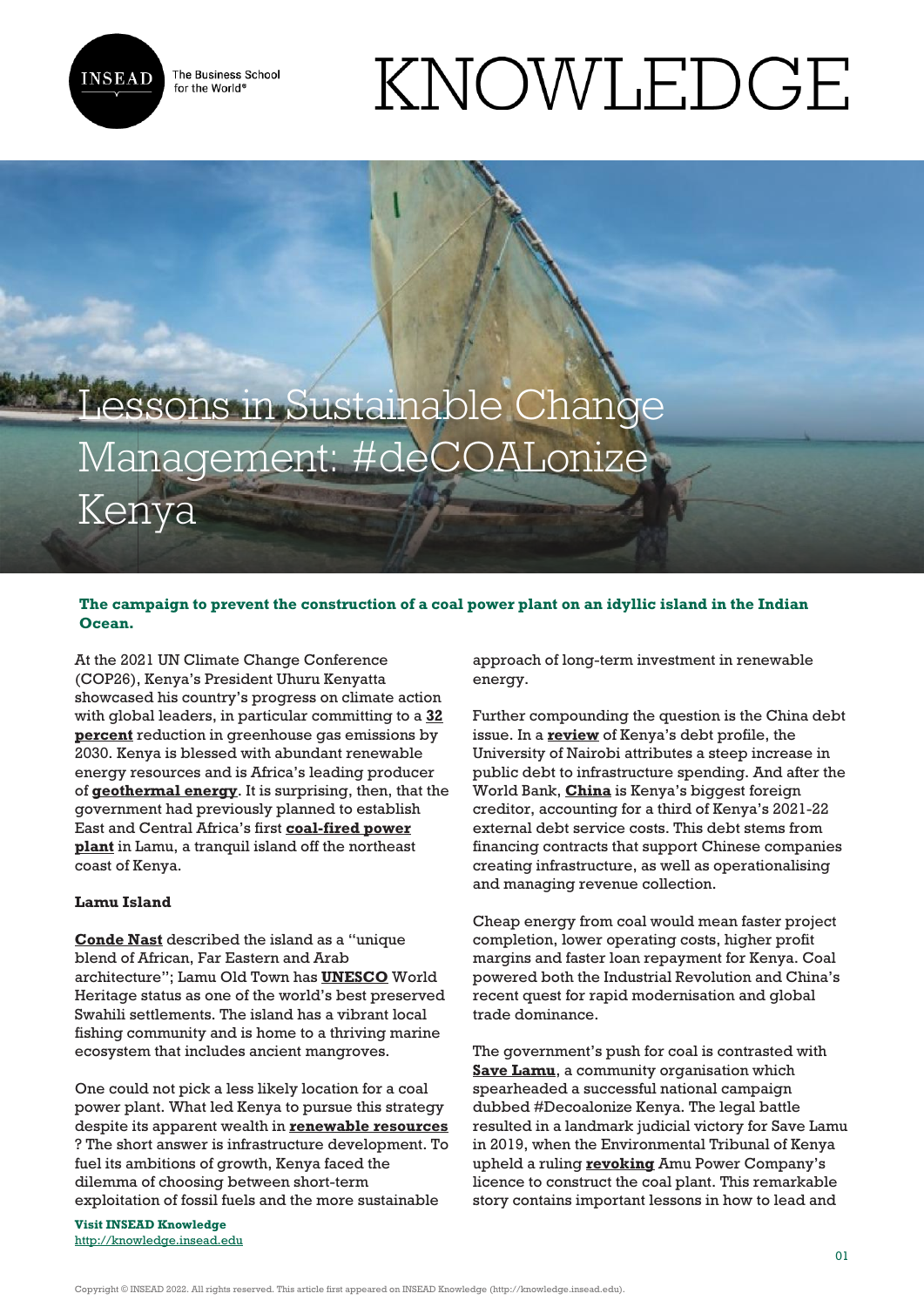# Lessons in Sustainable Change Management: #deCOALonize Kenya

**The campaign to prevent the construction of a coal power plant on an idyllic island in the Indian Ocean.**

At the 2021 UN Climate Change Conference (COP26), Kenya's President Uhuru Kenyatta showcased his country's progress on climate action with global leaders, in particular committing to a **32 percent** reduction in greenhouse gas emissions by 2030. Kenya is blessed with abundant renewable energy resources and is Africa's leading producer of **geothermal energy**. It is surprising, then, that the government had previously planned to establish East and Central Africa's first **coal-fired power plant** in Lamu, a tranquil island off the northeast coast of Kenya.

**Lamu Island**

**Conde Nast** described the island as a "unique blend of African, Far Eastern and Arab architecture"; Lamu Old Town has **UNESCO** World Heritage status as one of the world's best preserved Swahili settlements. The island has a vibrant local fishing community and is home to a thriving marine ecosystem that includes ancient mangroves.

One could not pick a less likely location for a coal power plant. What led Kenya to pursue this strategy despite its apparent wealth in **renewable resources** ? The short answer is infrastructure development. To fuel its ambitions of growth, Kenya faced the dilemma of choosing between short-term exploitation of fossil fuels and the more sustainable approach of long-term investment in renewable energy.

Further compounding the question is the China debt issue. In a **review** of Kenya's debt profile, the University of Nairobi attributes a steep increase in public debt to infrastructure spending. And after the World Bank, **China** is Kenya's biggest foreign creditor, accounting for a third of Kenya's 2021-22 external debt service costs. This debt stems from financing contracts that support Chinese companies creating infrastructure, as well as operationalising and managing revenue collection.

Cheap energy from coal would mean faster project completion, lower operating costs, higher profit margins and faster loan repayment for Kenya. Coal powered both the Industrial Revolution and China's recent quest for rapid modernisation and global trade dominance.

The government's push for coal is contrasted with **Save Lamu**, a community organisation which spearheaded a successful national campaign dubbed #Decoalonize Kenya. The legal battle resulted in a landmark judicial victory for Save Lamu in 2019, when the Environmental Tribunal of Kenya upheld a ruling **revoking** Amu Power Company's licence to construct the coal plant. This remarkable story contains important lessons in how to lead and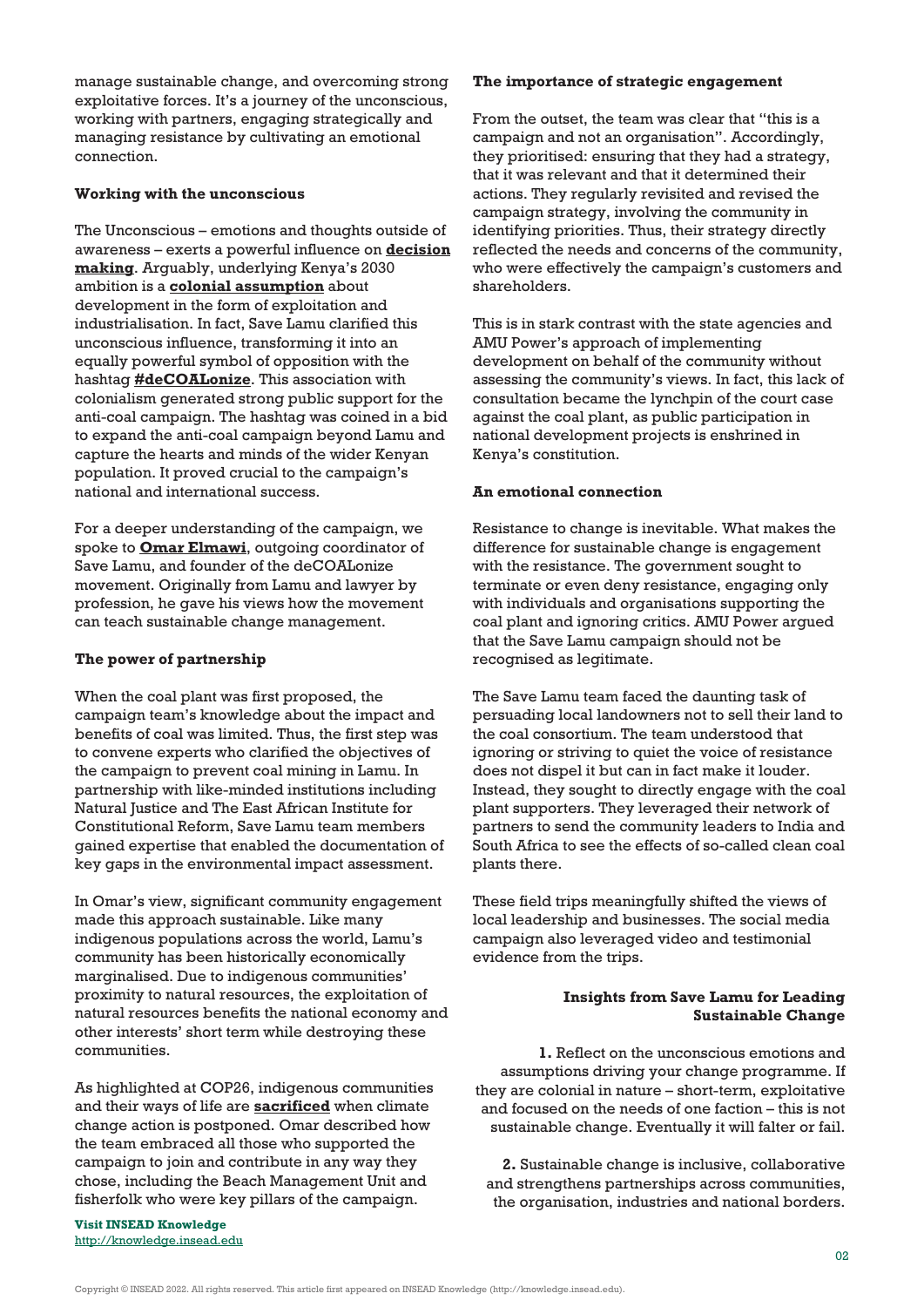manage sustainable change, and overcoming strong exploitative forces. It's a journey of the unconscious, working with partners, engaging strategically and managing resistance by cultivating an emotional connection.

**Working with the unconscious**

The Unconscious – emotions and thoughts outside of awareness – exerts a powerful influence on **decision making**. Arguably, underlying Kenya's 2030 ambition is a **colonial assumption** about development in the form of exploitation and industrialisation. In fact, Save Lamu clarified this unconscious influence, transforming it into an equally powerful symbol of opposition with the hashtag **#deCOALonize**. This association with colonialism generated strong public support for the anti-coal campaign. The hashtag was coined in a bid to expand the anti-coal campaign beyond Lamu and capture the hearts and minds of the wider Kenyan population. It proved crucial to the campaign's national and international success.

For a deeper understanding of the campaign, we spoke to **Omar Elmawi**, outgoing coordinator of Save Lamu, and founder of the deCOALonize movement. Originally from Lamu and lawyer by profession, he gave his views how the movement can teach sustainable change management.

**The power of partnership**

When the coal plant was first proposed, the campaign team's knowledge about the impact and benefits of coal was limited. Thus, the first step was to convene experts who clarified the objectives of the campaign to prevent coal mining in Lamu. In partnership with like-minded institutions including Natural Justice and The East African Institute for Constitutional Reform, Save Lamu team members gained expertise that enabled the documentation of key gaps in the environmental impact assessment.

In Omar's view, significant community engagement made this approach sustainable. Like many indigenous populations across the world, Lamu's community has been historically economically marginalised. Due to indigenous communities' proximity to natural resources, the exploitation of natural resources benefits the national economy and other interests' short term while destroying these communities.

As highlighted at COP26, indigenous communities and their ways of life are **sacrificed** when climate change action is postponed. Omar described how the team embraced all those who supported the campaign to join and contribute in any way they chose, including the Beach Management Unit and fisherfolk who were key pillars of the campaign.

**The importance of strategic engagement**

From the outset, the team was clear that "this is a campaign and not an organisation". Accordingly, they prioritised: ensuring that they had a strategy, that it was relevant and that it determined their actions. They regularly revisited and revised the campaign strategy, involving the community in identifying priorities. Thus, their strategy directly reflected the needs and concerns of the community, who were effectively the campaign's customers and shareholders.

This is in stark contrast with the state agencies and AMU Power's approach of implementing development on behalf of the community without assessing the community's views. In fact, this lack of consultation became the lynchpin of the court case against the coal plant, as public participation in national development projects is enshrined in Kenya's constitution.

**An emotional connection**

Resistance to change is inevitable. What makes the difference for sustainable change is engagement with the resistance. The government sought to terminate or even deny resistance, engaging only with individuals and organisations supporting the coal plant and ignoring critics. AMU Power argued that the Save Lamu campaign should not be recognised as legitimate.

The Save Lamu team faced the daunting task of persuading local landowners not to sell their land to the coal consortium. The team understood that ignoring or striving to quiet the voice of resistance does not dispel it but can in fact make it louder. Instead, they sought to directly engage with the coal plant supporters. They leveraged their network of partners to send the community leaders to India and South Africa to see the effects of so-called clean coal plants there.

These field trips meaningfully shifted the views of local leadership and businesses. The social media campaign also leveraged video and testimonial evidence from the trips.

**Insights from Save Lamu for Leading Sustainable Change**

**1.** Reflect on the unconscious emotions and assumptions driving your change programme. If they are colonial in nature – short-term, exploitative and focused on the needs of one faction – this is not sustainable change. Eventually it will falter or fail.

**2.** Sustainable change is inclusive, collaborative and strengthens partnerships across communities, the organisation, industries and national borders.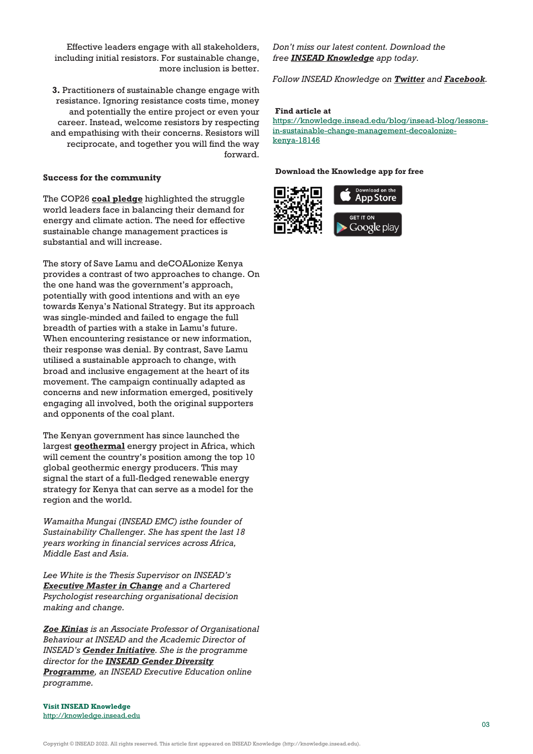Effective leaders engage with all stakeholders, including initial resistors. For sustainable change, more inclusion is better.

**3.** Practitioners of sustainable change engage with resistance. Ignoring resistance costs time, money and potentially the entire project or even your career. Instead, welcome resistors by respecting and empathising with their concerns. Resistors will reciprocate, and together you will find the way forward.

**Success for the community**

The COP26 **coal pledge** highlighted the struggle world leaders face in balancing their demand for energy and climate action. The need for effective sustainable change management practices is substantial and will increase.

The story of Save Lamu and deCOALonize Kenya provides a contrast of two approaches to change. On the one hand was the government's approach, potentially with good intentions and with an eye towards Kenya's National Strategy. But its approach was single-minded and failed to engage the full breadth of parties with a stake in Lamu's future. When encountering resistance or new information, their response was denial. By contrast, Save Lamu utilised a sustainable approach to change, with broad and inclusive engagement at the heart of its movement. The campaign continually adapted as concerns and new information emerged, positively engaging all involved, both the original supporters and opponents of the coal plant.

The Kenyan government has since launched the largest **geothermal** energy project in Africa, which will cement the country's position among the top 10 global geothermic energy producers. This may signal the start of a full-fledged renewable energy strategy for Kenya that can serve as a model for the region and the world.

*Wamaitha Mungai (INSEAD EMC) isthe founder of Sustainability Challenger. She has spent the last 18 years working in financial services across Africa, Middle East and Asia.*

*Lee White is the Thesis Supervisor on INSEAD's* ***Executive Master in Change*** *and a Chartered Psychologist researching organisational decision making and change.*

***Zoe Kinias*** *is an Associate Professor of Organisational Behaviour at INSEAD and the Academic Director of INSEAD's* ***Gender Initiative****. She is the programme director for the* ***INSEAD Gender Diversity Programme****, an INSEAD Executive Education online programme.*

**Visit INSEAD Knowledge**
http://knowledge.insead.edu

*Don't miss our latest content. Download the free* ***INSEAD Knowledge*** *app today.*

*Follow INSEAD Knowledge on* ***Twitter*** *and* ***Facebook****.*

**Find article at**
https://knowledge.insead.edu/blog/insead-blog/lessons-in-sustainable-change-management-decoalonize-kenya-18146

**Download the Knowledge app for free**

Copyright © INSEAD 2022. All rights reserved. This article first appeared on INSEAD Knowledge (http://knowledge.insead.edu).